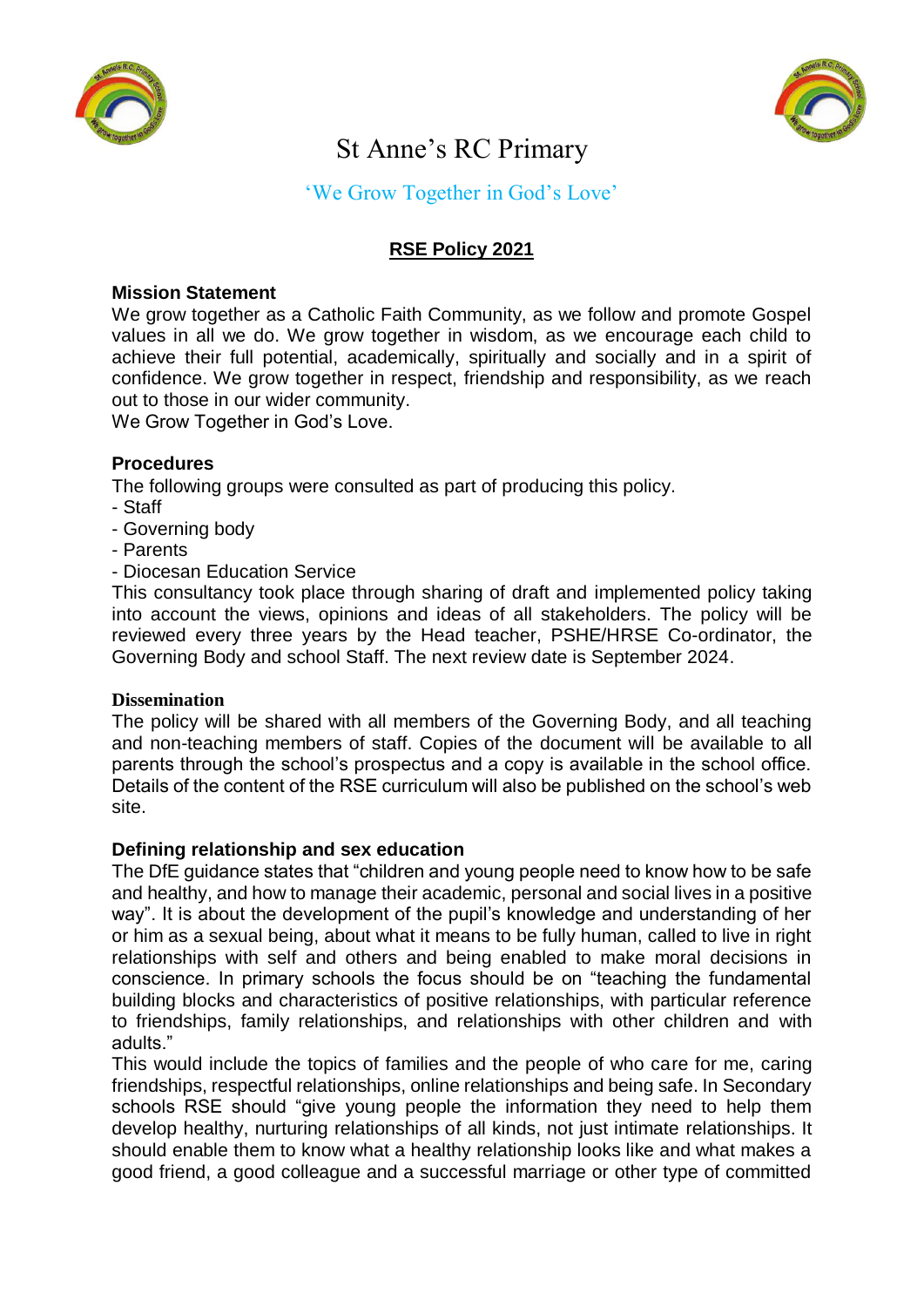# St Anne's RC Primary

'We Grow Together in God's Love'

## RSE Policy 2021

### Mission Statement

We grow together as a Catholic Faith Community, as we follow and promote Gospel values in all we do. We grow together in wisdom, as we encourage each child to achieve their full potential, academically, spiritually and socially and in a spirit of confidence. We grow together in respect, friendship and responsibility, as we reach out to those in our wider community.
We Grow Together in God's Love.

### Procedures

The following groups were consulted as part of producing this policy.

- Staff
- Governing body
- Parents
- Diocesan Education Service

This consultancy took place through sharing of draft and implemented policy taking into account the views, opinions and ideas of all stakeholders. The policy will be reviewed every three years by the Head teacher, PSHE/HRSE Co-ordinator, the Governing Body and school Staff. The next review date is September 2024.

### Dissemination

The policy will be shared with all members of the Governing Body, and all teaching and non-teaching members of staff. Copies of the document will be available to all parents through the school's prospectus and a copy is available in the school office. Details of the content of the RSE curriculum will also be published on the school's web site.

### Defining relationship and sex education

The DfE guidance states that "children and young people need to know how to be safe and healthy, and how to manage their academic, personal and social lives in a positive way". It is about the development of the pupil's knowledge and understanding of her or him as a sexual being, about what it means to be fully human, called to live in right relationships with self and others and being enabled to make moral decisions in conscience. In primary schools the focus should be on "teaching the fundamental building blocks and characteristics of positive relationships, with particular reference to friendships, family relationships, and relationships with other children and with adults."

This would include the topics of families and the people of who care for me, caring friendships, respectful relationships, online relationships and being safe. In Secondary schools RSE should "give young people the information they need to help them develop healthy, nurturing relationships of all kinds, not just intimate relationships. It should enable them to know what a healthy relationship looks like and what makes a good friend, a good colleague and a successful marriage or other type of committed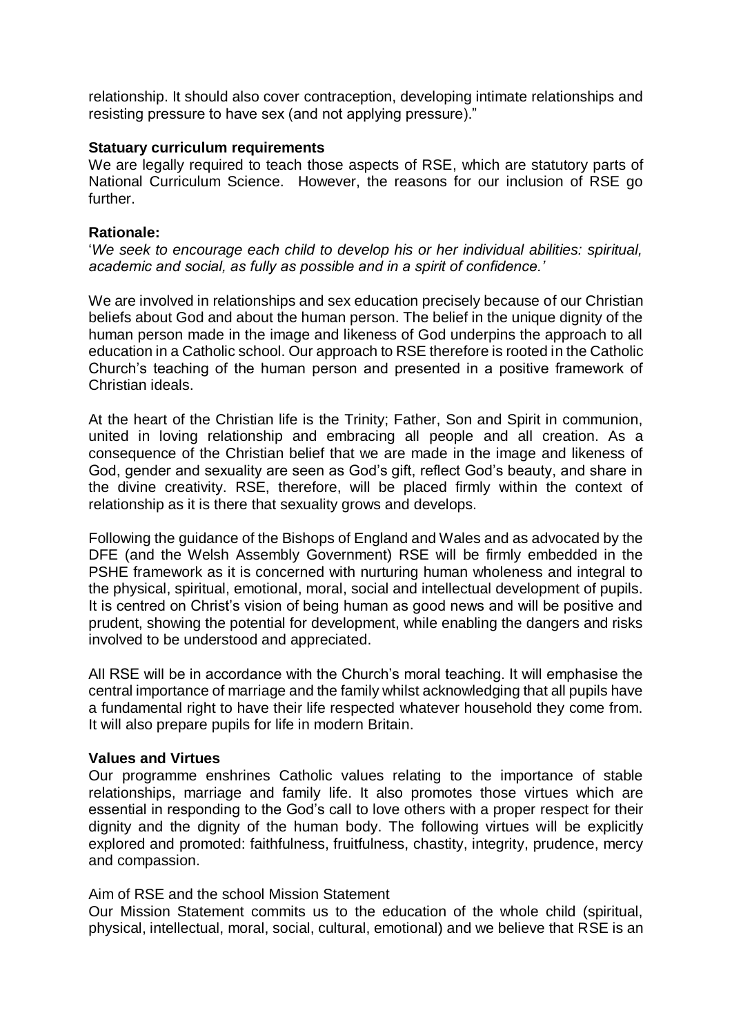relationship. It should also cover contraception, developing intimate relationships and resisting pressure to have sex (and not applying pressure)."

**Statuary curriculum requirements**

We are legally required to teach those aspects of RSE, which are statutory parts of National Curriculum Science. However, the reasons for our inclusion of RSE go further.

**Rationale:**

'*We seek to encourage each child to develop his or her individual abilities: spiritual, academic and social, as fully as possible and in a spirit of confidence.'*

We are involved in relationships and sex education precisely because of our Christian beliefs about God and about the human person. The belief in the unique dignity of the human person made in the image and likeness of God underpins the approach to all education in a Catholic school. Our approach to RSE therefore is rooted in the Catholic Church's teaching of the human person and presented in a positive framework of Christian ideals.

At the heart of the Christian life is the Trinity; Father, Son and Spirit in communion, united in loving relationship and embracing all people and all creation. As a consequence of the Christian belief that we are made in the image and likeness of God, gender and sexuality are seen as God's gift, reflect God's beauty, and share in the divine creativity. RSE, therefore, will be placed firmly within the context of relationship as it is there that sexuality grows and develops.

Following the guidance of the Bishops of England and Wales and as advocated by the DFE (and the Welsh Assembly Government) RSE will be firmly embedded in the PSHE framework as it is concerned with nurturing human wholeness and integral to the physical, spiritual, emotional, moral, social and intellectual development of pupils. It is centred on Christ's vision of being human as good news and will be positive and prudent, showing the potential for development, while enabling the dangers and risks involved to be understood and appreciated.

All RSE will be in accordance with the Church's moral teaching. It will emphasise the central importance of marriage and the family whilst acknowledging that all pupils have a fundamental right to have their life respected whatever household they come from. It will also prepare pupils for life in modern Britain.

**Values and Virtues**

Our programme enshrines Catholic values relating to the importance of stable relationships, marriage and family life. It also promotes those virtues which are essential in responding to the God's call to love others with a proper respect for their dignity and the dignity of the human body. The following virtues will be explicitly explored and promoted: faithfulness, fruitfulness, chastity, integrity, prudence, mercy and compassion.

Aim of RSE and the school Mission Statement

Our Mission Statement commits us to the education of the whole child (spiritual, physical, intellectual, moral, social, cultural, emotional) and we believe that RSE is an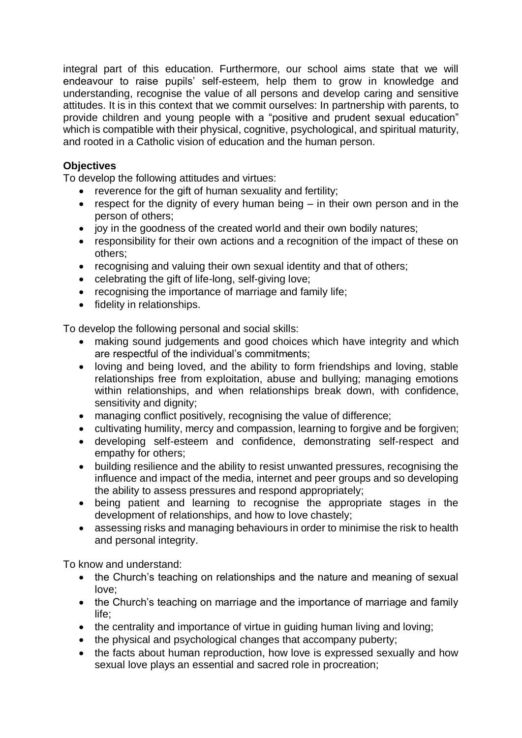integral part of this education. Furthermore, our school aims state that we will endeavour to raise pupils' self-esteem, help them to grow in knowledge and understanding, recognise the value of all persons and develop caring and sensitive attitudes. It is in this context that we commit ourselves: In partnership with parents, to provide children and young people with a "positive and prudent sexual education" which is compatible with their physical, cognitive, psychological, and spiritual maturity, and rooted in a Catholic vision of education and the human person.

**Objectives**

To develop the following attitudes and virtues:

- reverence for the gift of human sexuality and fertility;
- respect for the dignity of every human being – in their own person and in the person of others;
- joy in the goodness of the created world and their own bodily natures;
- responsibility for their own actions and a recognition of the impact of these on others;
- recognising and valuing their own sexual identity and that of others;
- celebrating the gift of life-long, self-giving love;
- recognising the importance of marriage and family life;
- fidelity in relationships.

To develop the following personal and social skills:

- making sound judgements and good choices which have integrity and which are respectful of the individual's commitments;
- loving and being loved, and the ability to form friendships and loving, stable relationships free from exploitation, abuse and bullying; managing emotions within relationships, and when relationships break down, with confidence, sensitivity and dignity;
- managing conflict positively, recognising the value of difference;
- cultivating humility, mercy and compassion, learning to forgive and be forgiven;
- developing self-esteem and confidence, demonstrating self-respect and empathy for others;
- building resilience and the ability to resist unwanted pressures, recognising the influence and impact of the media, internet and peer groups and so developing the ability to assess pressures and respond appropriately;
- being patient and learning to recognise the appropriate stages in the development of relationships, and how to love chastely;
- assessing risks and managing behaviours in order to minimise the risk to health and personal integrity.

To know and understand:

- the Church's teaching on relationships and the nature and meaning of sexual love;
- the Church's teaching on marriage and the importance of marriage and family life;
- the centrality and importance of virtue in guiding human living and loving;
- the physical and psychological changes that accompany puberty;
- the facts about human reproduction, how love is expressed sexually and how sexual love plays an essential and sacred role in procreation;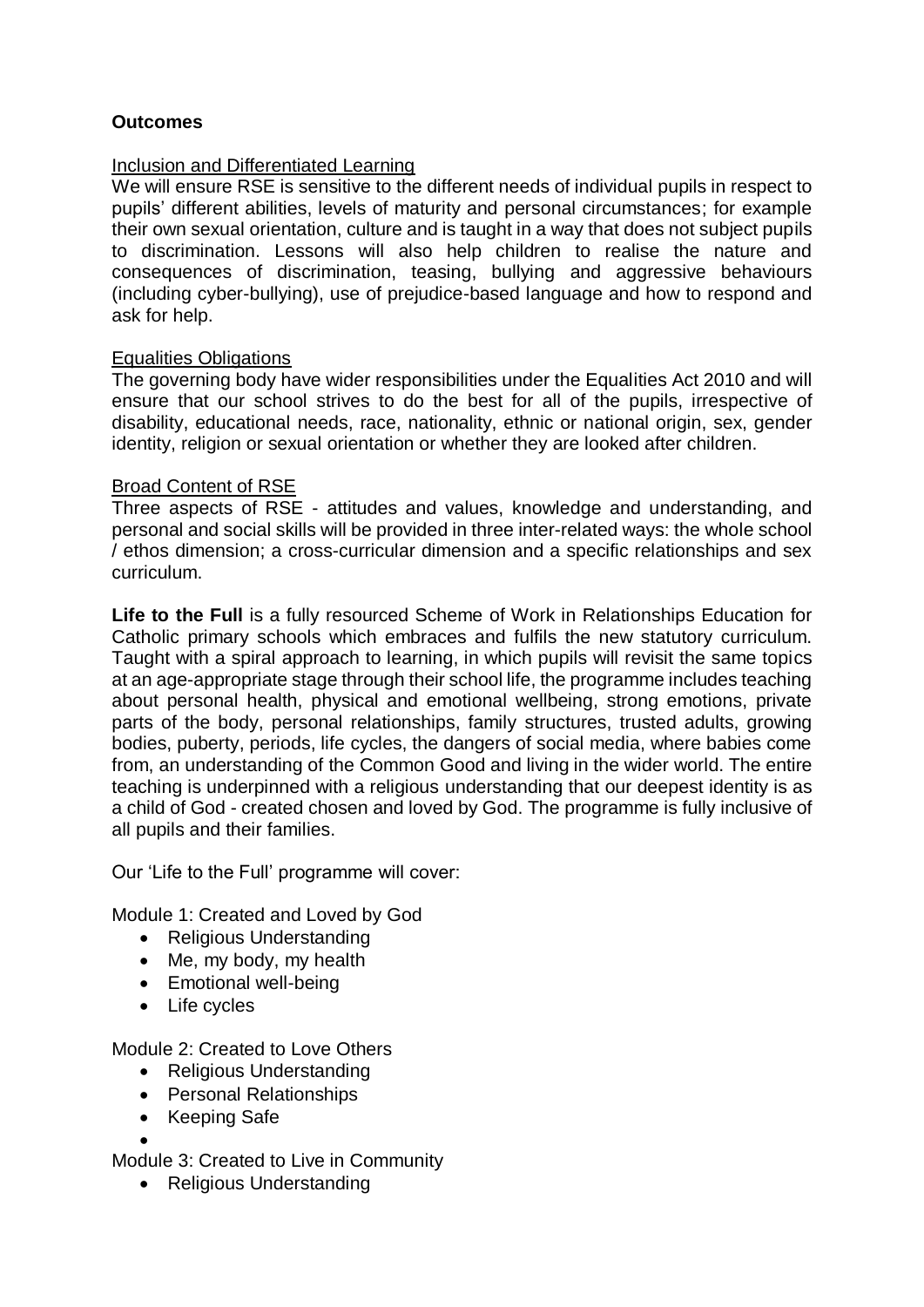**Outcomes**

Inclusion and Differentiated Learning

We will ensure RSE is sensitive to the different needs of individual pupils in respect to pupils' different abilities, levels of maturity and personal circumstances; for example their own sexual orientation, culture and is taught in a way that does not subject pupils to discrimination. Lessons will also help children to realise the nature and consequences of discrimination, teasing, bullying and aggressive behaviours (including cyber-bullying), use of prejudice-based language and how to respond and ask for help.

Equalities Obligations

The governing body have wider responsibilities under the Equalities Act 2010 and will ensure that our school strives to do the best for all of the pupils, irrespective of disability, educational needs, race, nationality, ethnic or national origin, sex, gender identity, religion or sexual orientation or whether they are looked after children.

Broad Content of RSE

Three aspects of RSE - attitudes and values, knowledge and understanding, and personal and social skills will be provided in three inter-related ways: the whole school / ethos dimension; a cross-curricular dimension and a specific relationships and sex curriculum.

**Life to the Full** is a fully resourced Scheme of Work in Relationships Education for Catholic primary schools which embraces and fulfils the new statutory curriculum. Taught with a spiral approach to learning, in which pupils will revisit the same topics at an age-appropriate stage through their school life, the programme includes teaching about personal health, physical and emotional wellbeing, strong emotions, private parts of the body, personal relationships, family structures, trusted adults, growing bodies, puberty, periods, life cycles, the dangers of social media, where babies come from, an understanding of the Common Good and living in the wider world. The entire teaching is underpinned with a religious understanding that our deepest identity is as a child of God - created chosen and loved by God. The programme is fully inclusive of all pupils and their families.

Our 'Life to the Full' programme will cover:

Module 1: Created and Loved by God

- Religious Understanding
- Me, my body, my health
- Emotional well-being
- Life cycles

Module 2: Created to Love Others

- Religious Understanding
- Personal Relationships
- Keeping Safe

Module 3: Created to Live in Community

- Religious Understanding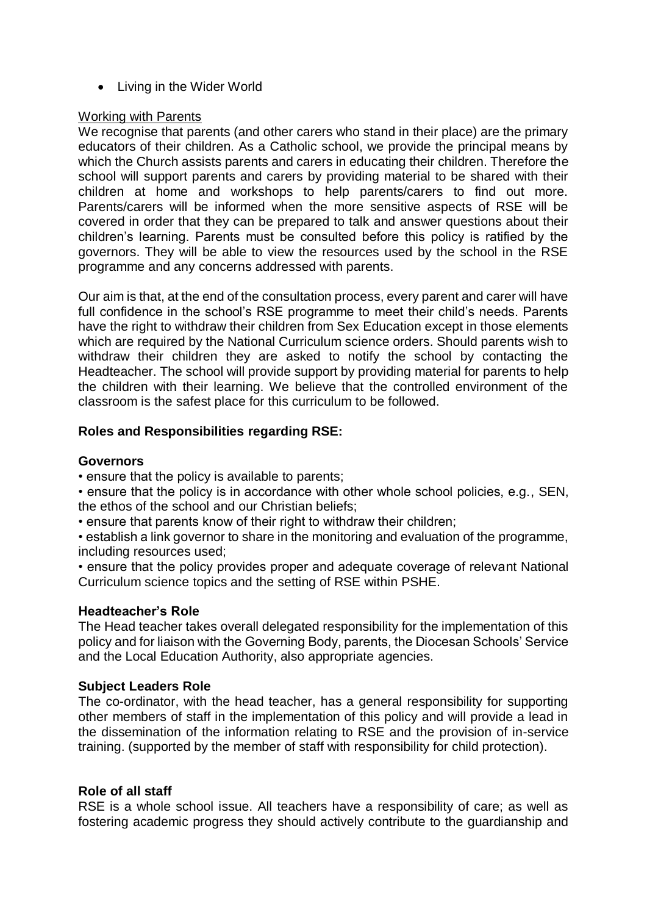- Living in the Wider World

Working with Parents

We recognise that parents (and other carers who stand in their place) are the primary educators of their children. As a Catholic school, we provide the principal means by which the Church assists parents and carers in educating their children. Therefore the school will support parents and carers by providing material to be shared with their children at home and workshops to help parents/carers to find out more. Parents/carers will be informed when the more sensitive aspects of RSE will be covered in order that they can be prepared to talk and answer questions about their children's learning. Parents must be consulted before this policy is ratified by the governors. They will be able to view the resources used by the school in the RSE programme and any concerns addressed with parents.

Our aim is that, at the end of the consultation process, every parent and carer will have full confidence in the school's RSE programme to meet their child's needs. Parents have the right to withdraw their children from Sex Education except in those elements which are required by the National Curriculum science orders. Should parents wish to withdraw their children they are asked to notify the school by contacting the Headteacher. The school will provide support by providing material for parents to help the children with their learning. We believe that the controlled environment of the classroom is the safest place for this curriculum to be followed.

**Roles and Responsibilities regarding RSE:**

**Governors**

- ensure that the policy is available to parents;
- ensure that the policy is in accordance with other whole school policies, e.g., SEN, the ethos of the school and our Christian beliefs;
- ensure that parents know of their right to withdraw their children;
- establish a link governor to share in the monitoring and evaluation of the programme, including resources used;
- ensure that the policy provides proper and adequate coverage of relevant National Curriculum science topics and the setting of RSE within PSHE.

**Headteacher's Role**

The Head teacher takes overall delegated responsibility for the implementation of this policy and for liaison with the Governing Body, parents, the Diocesan Schools' Service and the Local Education Authority, also appropriate agencies.

**Subject Leaders Role**

The co-ordinator, with the head teacher, has a general responsibility for supporting other members of staff in the implementation of this policy and will provide a lead in the dissemination of the information relating to RSE and the provision of in-service training. (supported by the member of staff with responsibility for child protection).

**Role of all staff**

RSE is a whole school issue. All teachers have a responsibility of care; as well as fostering academic progress they should actively contribute to the guardianship and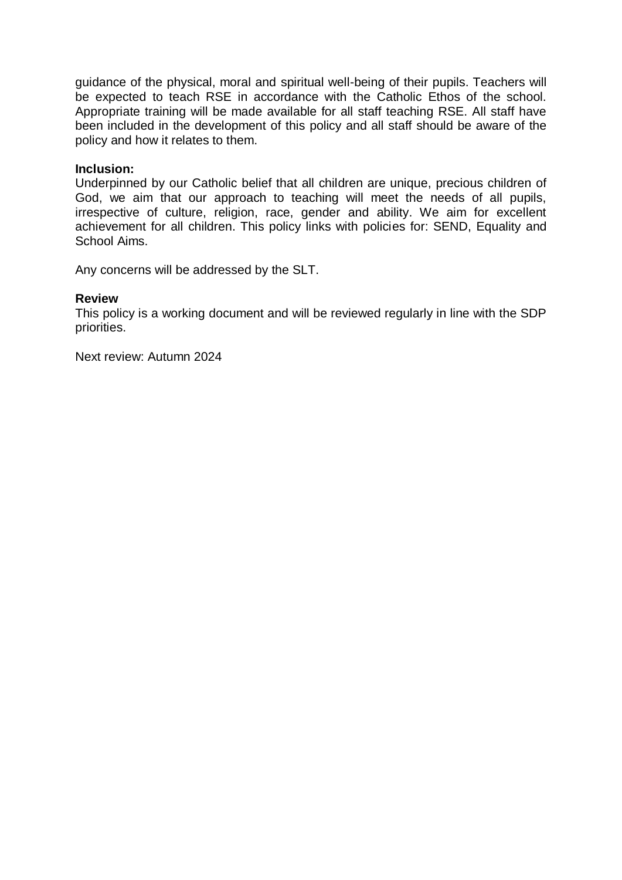guidance of the physical, moral and spiritual well-being of their pupils. Teachers will be expected to teach RSE in accordance with the Catholic Ethos of the school. Appropriate training will be made available for all staff teaching RSE. All staff have been included in the development of this policy and all staff should be aware of the policy and how it relates to them.

**Inclusion:**

Underpinned by our Catholic belief that all children are unique, precious children of God, we aim that our approach to teaching will meet the needs of all pupils, irrespective of culture, religion, race, gender and ability. We aim for excellent achievement for all children. This policy links with policies for: SEND, Equality and School Aims.

Any concerns will be addressed by the SLT.

**Review**

This policy is a working document and will be reviewed regularly in line with the SDP priorities.

Next review: Autumn 2024